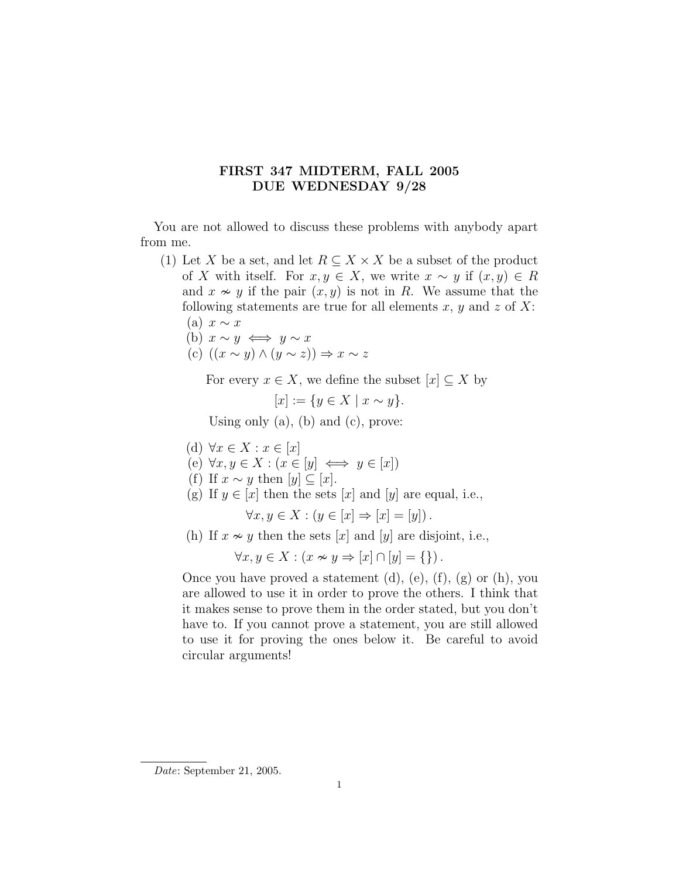# FIRST 347 MIDTERM, FALL 2005
# DUE WEDNESDAY 9/28

You are not allowed to discuss these problems with anybody apart from me.

(1) Let $X$ be a set, and let $R \subseteq X \times X$ be a subset of the product of $X$ with itself. For $x, y \in X$, we write $x \sim y$ if $(x, y) \in R$ and $x \nsim y$ if the pair $(x, y)$ is not in $R$. We assume that the following statements are true for all elements $x$, $y$ and $z$ of $X$:

   (a) $x \sim x$

   (b) $x \sim y \iff y \sim x$

   (c) $((x \sim y) \wedge (y \sim z)) \Rightarrow x \sim z$

   For every $x \in X$, we define the subset $[x] \subseteq X$ by
   $$[x] := \{y \in X \mid x \sim y\}.$$
   Using only (a), (b) and (c), prove:

   (d) $\forall x \in X : x \in [x]$

   (e) $\forall x, y \in X : (x \in [y] \iff y \in [x])$

   (f) If $x \sim y$ then $[y] \subseteq [x]$.

   (g) If $y \in [x]$ then the sets $[x]$ and $[y]$ are equal, i.e.,
   $$\forall x, y \in X : (y \in [x] \Rightarrow [x] = [y]).$$

   (h) If $x \nsim y$ then the sets $[x]$ and $[y]$ are disjoint, i.e.,
   $$\forall x, y \in X : (x \nsim y \Rightarrow [x] \cap [y] = \{\}).$$

   Once you have proved a statement (d), (e), (f), (g) or (h), you are allowed to use it in order to prove the others. I think that it makes sense to prove them in the order stated, but you don't have to. If you cannot prove a statement, you are still allowed to use it for proving the ones below it. Be careful to avoid circular arguments!

*Date*: September 21, 2005.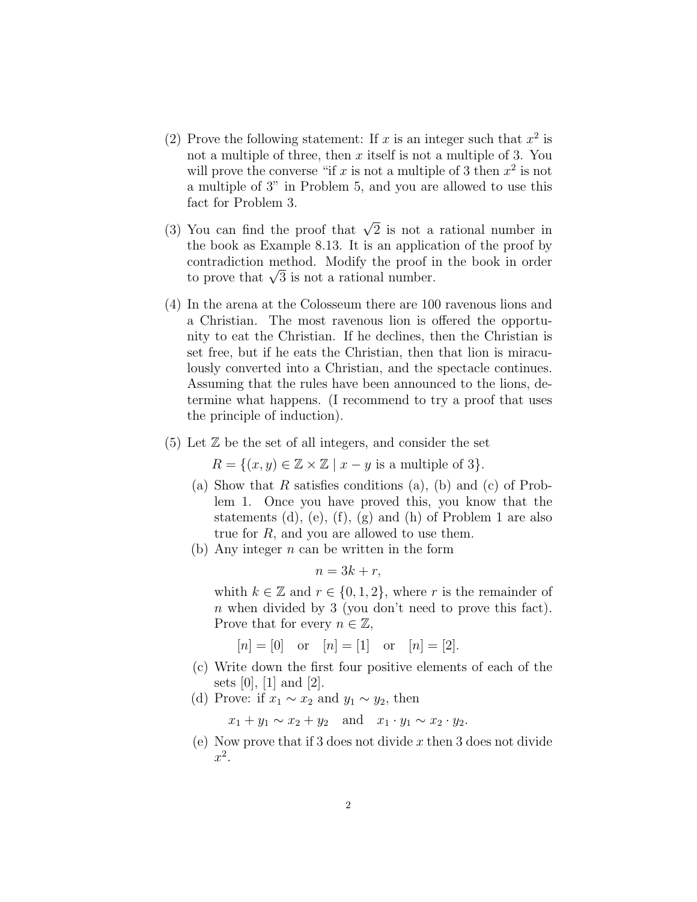(2) Prove the following statement: If $x$ is an integer such that $x^2$ is not a multiple of three, then $x$ itself is not a multiple of 3. You will prove the converse "if $x$ is not a multiple of 3 then $x^2$ is not a multiple of 3" in Problem 5, and you are allowed to use this fact for Problem 3.

(3) You can find the proof that $\sqrt{2}$ is not a rational number in the book as Example 8.13. It is an application of the proof by contradiction method. Modify the proof in the book in order to prove that $\sqrt{3}$ is not a rational number.

(4) In the arena at the Colosseum there are 100 ravenous lions and a Christian. The most ravenous lion is offered the opportunity to eat the Christian. If he declines, then the Christian is set free, but if he eats the Christian, then that lion is miraculously converted into a Christian, and the spectacle continues. Assuming that the rules have been announced to the lions, determine what happens. (I recommend to try a proof that uses the principle of induction).

(5) Let $\mathbb{Z}$ be the set of all integers, and consider the set

$$R = \{(x, y) \in \mathbb{Z} \times \mathbb{Z} \mid x - y \text{ is a multiple of } 3\}.$$

(a) Show that $R$ satisfies conditions (a), (b) and (c) of Problem 1. Once you have proved this, you know that the statements (d), (e), (f), (g) and (h) of Problem 1 are also true for $R$, and you are allowed to use them.

(b) Any integer $n$ can be written in the form

$$n = 3k + r,$$

whith $k \in \mathbb{Z}$ and $r \in \{0, 1, 2\}$, where $r$ is the remainder of $n$ when divided by 3 (you don't need to prove this fact). Prove that for every $n \in \mathbb{Z}$,

$$[n] = [0] \quad \text{or} \quad [n] = [1] \quad \text{or} \quad [n] = [2].$$

(c) Write down the first four positive elements of each of the sets [0], [1] and [2].

(d) Prove: if $x_1 \sim x_2$ and $y_1 \sim y_2$, then

$$x_1 + y_1 \sim x_2 + y_2 \quad \text{and} \quad x_1 \cdot y_1 \sim x_2 \cdot y_2.$$

(e) Now prove that if 3 does not divide $x$ then 3 does not divide $x^2$.